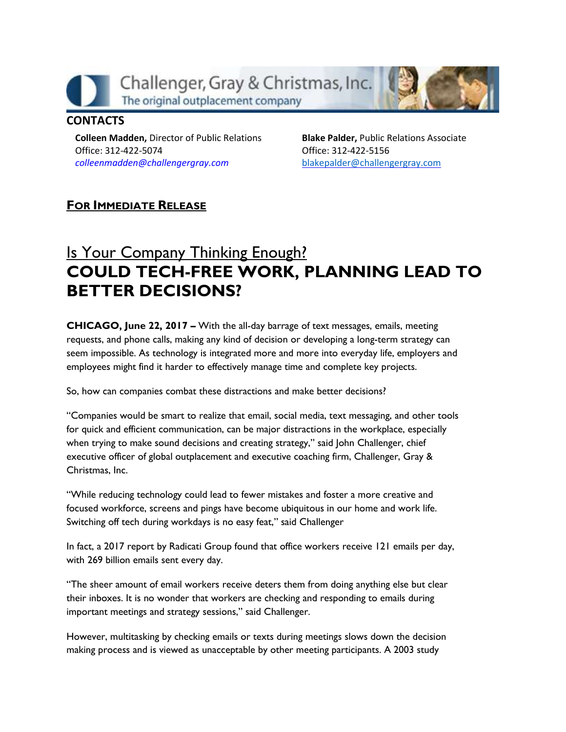Challenger, Gray & Christmas, Inc.
The original outplacement company

**CONTACTS**

**Colleen Madden,** Director of Public Relations
Office: 312-422-5074
*colleenmadden@challengergray.com*

**Blake Palder,** Public Relations Associate
Office: 312-422-5156
blakepalder@challengergray.com

**FOR IMMEDIATE RELEASE**

# Is Your Company Thinking Enough?
# COULD TECH-FREE WORK, PLANNING LEAD TO BETTER DECISIONS?

**CHICAGO, June 22, 2017 –** With the all-day barrage of text messages, emails, meeting requests, and phone calls, making any kind of decision or developing a long-term strategy can seem impossible. As technology is integrated more and more into everyday life, employers and employees might find it harder to effectively manage time and complete key projects.

So, how can companies combat these distractions and make better decisions?

"Companies would be smart to realize that email, social media, text messaging, and other tools for quick and efficient communication, can be major distractions in the workplace, especially when trying to make sound decisions and creating strategy," said John Challenger, chief executive officer of global outplacement and executive coaching firm, Challenger, Gray & Christmas, Inc.

"While reducing technology could lead to fewer mistakes and foster a more creative and focused workforce, screens and pings have become ubiquitous in our home and work life. Switching off tech during workdays is no easy feat," said Challenger

In fact, a 2017 report by Radicati Group found that office workers receive 121 emails per day, with 269 billion emails sent every day.

"The sheer amount of email workers receive deters them from doing anything else but clear their inboxes. It is no wonder that workers are checking and responding to emails during important meetings and strategy sessions," said Challenger.

However, multitasking by checking emails or texts during meetings slows down the decision making process and is viewed as unacceptable by other meeting participants. A 2003 study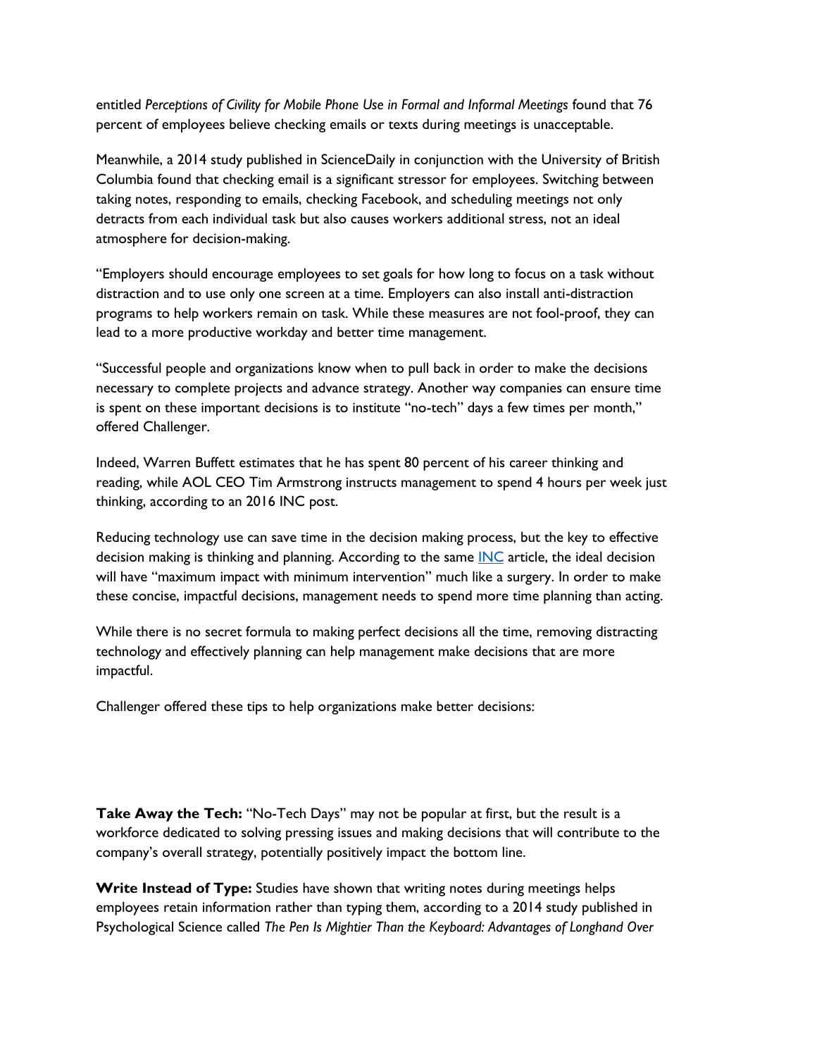entitled *Perceptions of Civility for Mobile Phone Use in Formal and Informal Meetings* found that 76 percent of employees believe checking emails or texts during meetings is unacceptable.

Meanwhile, a 2014 study published in ScienceDaily in conjunction with the University of British Columbia found that checking email is a significant stressor for employees. Switching between taking notes, responding to emails, checking Facebook, and scheduling meetings not only detracts from each individual task but also causes workers additional stress, not an ideal atmosphere for decision-making.

"Employers should encourage employees to set goals for how long to focus on a task without distraction and to use only one screen at a time. Employers can also install anti-distraction programs to help workers remain on task. While these measures are not fool-proof, they can lead to a more productive workday and better time management.

"Successful people and organizations know when to pull back in order to make the decisions necessary to complete projects and advance strategy. Another way companies can ensure time is spent on these important decisions is to institute "no-tech" days a few times per month," offered Challenger.

Indeed, Warren Buffett estimates that he has spent 80 percent of his career thinking and reading, while AOL CEO Tim Armstrong instructs management to spend 4 hours per week just thinking, according to an 2016 INC post.

Reducing technology use can save time in the decision making process, but the key to effective decision making is thinking and planning. According to the same INC article, the ideal decision will have "maximum impact with minimum intervention" much like a surgery. In order to make these concise, impactful decisions, management needs to spend more time planning than acting.

While there is no secret formula to making perfect decisions all the time, removing distracting technology and effectively planning can help management make decisions that are more impactful.

Challenger offered these tips to help organizations make better decisions:

**Take Away the Tech:** "No-Tech Days" may not be popular at first, but the result is a workforce dedicated to solving pressing issues and making decisions that will contribute to the company's overall strategy, potentially positively impact the bottom line.

**Write Instead of Type:** Studies have shown that writing notes during meetings helps employees retain information rather than typing them, according to a 2014 study published in Psychological Science called *The Pen Is Mightier Than the Keyboard: Advantages of Longhand Over*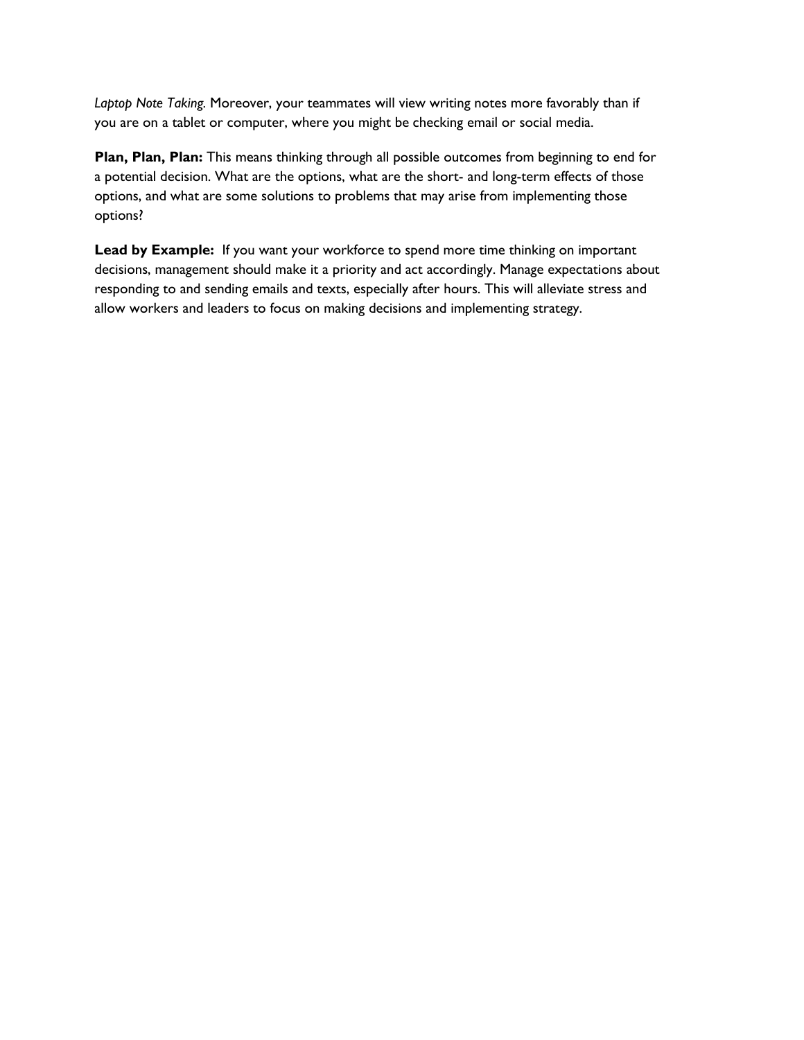*Laptop Note Taking.* Moreover, your teammates will view writing notes more favorably than if you are on a tablet or computer, where you might be checking email or social media.

**Plan, Plan, Plan:** This means thinking through all possible outcomes from beginning to end for a potential decision. What are the options, what are the short- and long-term effects of those options, and what are some solutions to problems that may arise from implementing those options?

**Lead by Example:** If you want your workforce to spend more time thinking on important decisions, management should make it a priority and act accordingly. Manage expectations about responding to and sending emails and texts, especially after hours. This will alleviate stress and allow workers and leaders to focus on making decisions and implementing strategy.